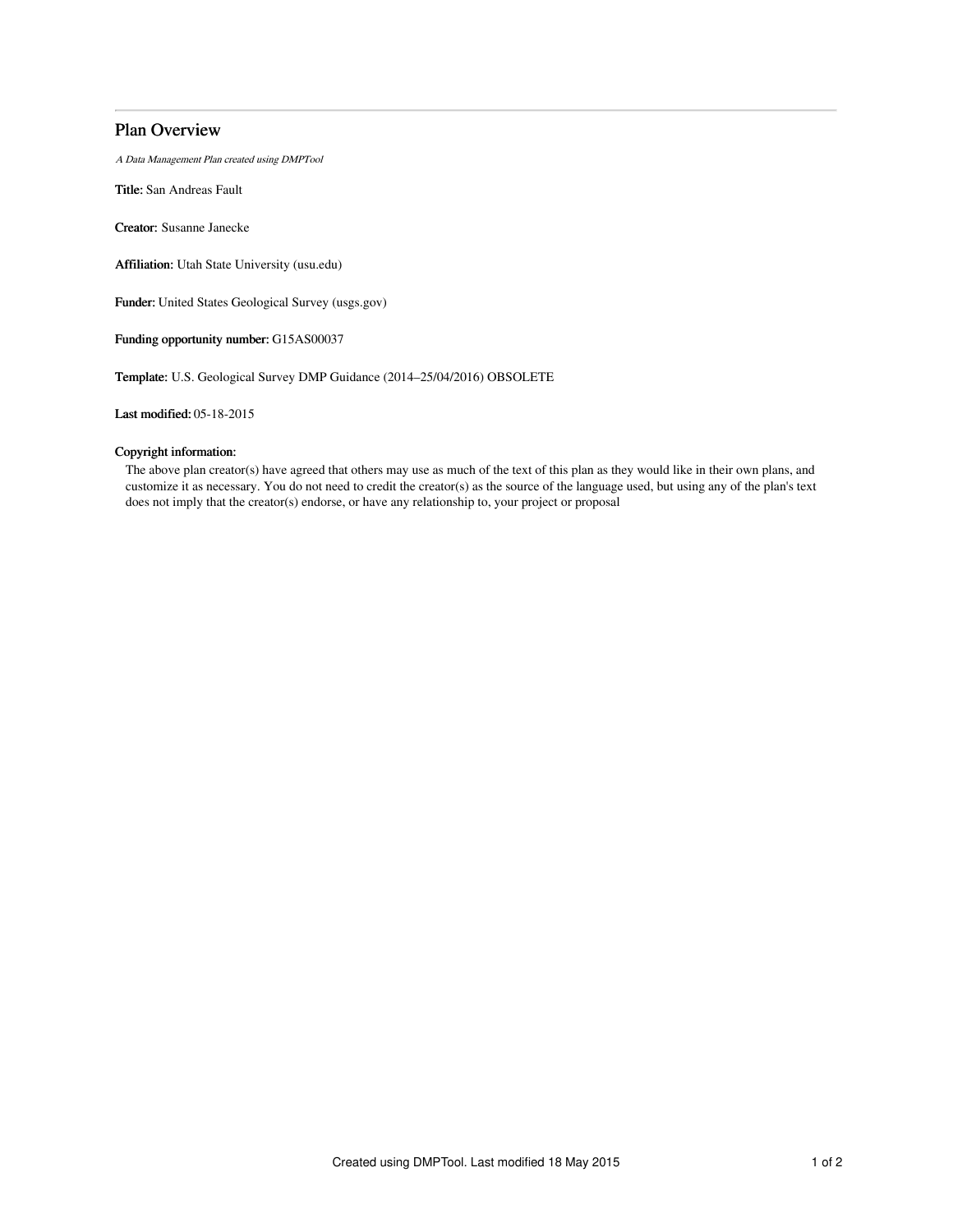# Plan Overview

*A Data Management Plan created using DMPTool*

**Title:** San Andreas Fault

**Creator:** Susanne Janecke

**Affiliation:** Utah State University (usu.edu)

**Funder:** United States Geological Survey (usgs.gov)

**Funding opportunity number:** G15AS00037

**Template:** U.S. Geological Survey DMP Guidance (2014–25/04/2016) OBSOLETE

**Last modified:** 05-18-2015

**Copyright information:**

The above plan creator(s) have agreed that others may use as much of the text of this plan as they would like in their own plans, and customize it as necessary. You do not need to credit the creator(s) as the source of the language used, but using any of the plan's text does not imply that the creator(s) endorse, or have any relationship to, your project or proposal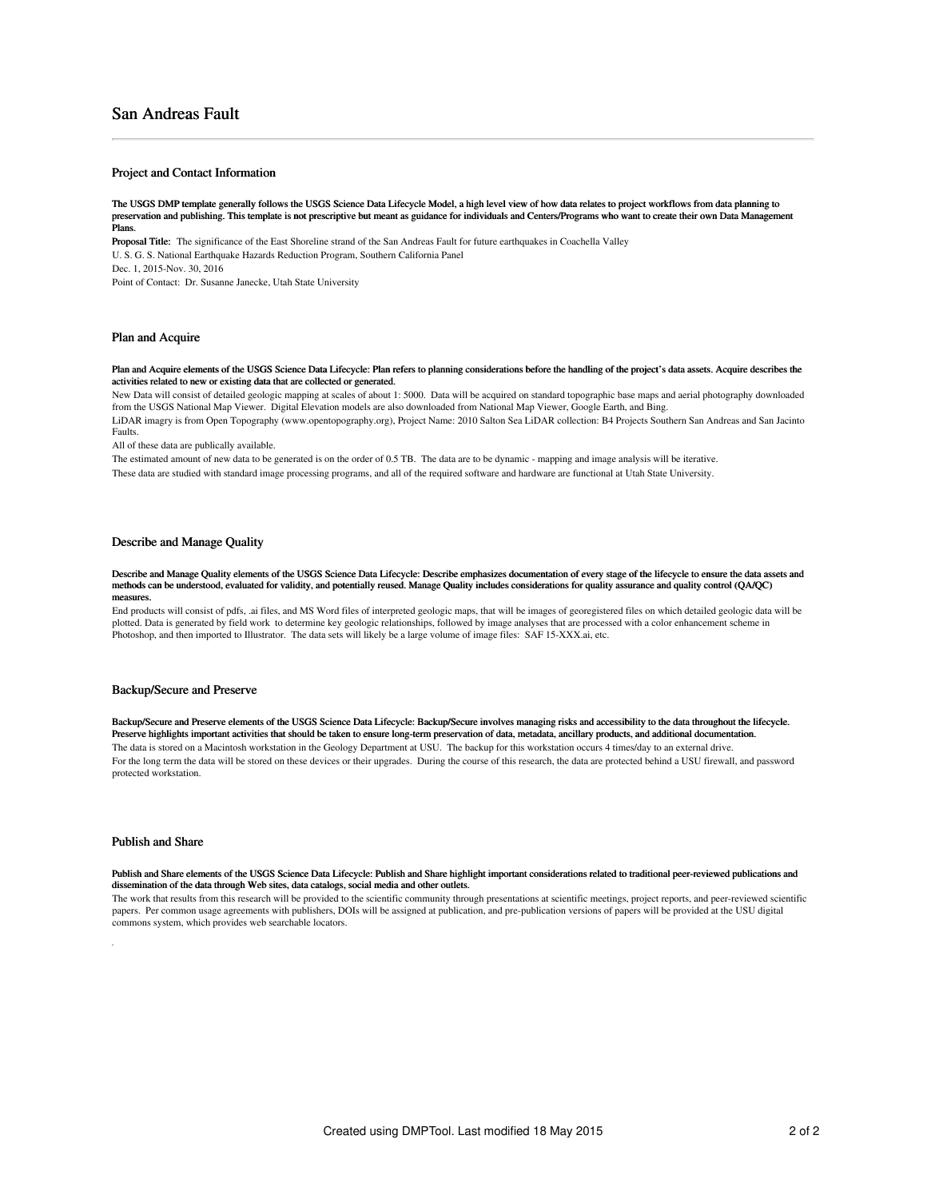# San Andreas Fault

## Project and Contact Information

**The USGS DMP template generally follows the USGS Science Data Lifecycle Model, a high level view of how data relates to project workflows from data planning to preservation and publishing. This template is not prescriptive but meant as guidance for individuals and Centers/Programs who want to create their own Data Management Plans.**

**Proposal Title:** The significance of the East Shoreline strand of the San Andreas Fault for future earthquakes in Coachella Valley

U. S. G. S. National Earthquake Hazards Reduction Program, Southern California Panel

Dec. 1, 2015-Nov. 30, 2016

Point of Contact: Dr. Susanne Janecke, Utah State University

## Plan and Acquire

**Plan and Acquire elements of the USGS Science Data Lifecycle: Plan refers to planning considerations before the handling of the project's data assets. Acquire describes the activities related to new or existing data that are collected or generated.**

New Data will consist of detailed geologic mapping at scales of about 1: 5000. Data will be acquired on standard topographic base maps and aerial photography downloaded from the USGS National Map Viewer. Digital Elevation models are also downloaded from National Map Viewer, Google Earth, and Bing.

LiDAR imagry is from Open Topography (www.opentopography.org), Project Name: 2010 Salton Sea LiDAR collection: B4 Projects Southern San Andreas and San Jacinto Faults.

All of these data are publically available.

The estimated amount of new data to be generated is on the order of 0.5 TB. The data are to be dynamic - mapping and image analysis will be iterative.

These data are studied with standard image processing programs, and all of the required software and hardware are functional at Utah State University.

## Describe and Manage Quality

**Describe and Manage Quality elements of the USGS Science Data Lifecycle: Describe emphasizes documentation of every stage of the lifecycle to ensure the data assets and methods can be understood, evaluated for validity, and potentially reused. Manage Quality includes considerations for quality assurance and quality control (QA/QC) measures.**

End products will consist of pdfs, .ai files, and MS Word files of interpreted geologic maps, that will be images of georegistered files on which detailed geologic data will be plotted. Data is generated by field work to determine key geologic relationships, followed by image analyses that are processed with a color enhancement scheme in Photoshop, and then imported to Illustrator. The data sets will likely be a large volume of image files: SAF 15-XXX.ai, etc.

## Backup/Secure and Preserve

**Backup/Secure and Preserve elements of the USGS Science Data Lifecycle: Backup/Secure involves managing risks and accessibility to the data throughout the lifecycle. Preserve highlights important activities that should be taken to ensure long-term preservation of data, metadata, ancillary products, and additional documentation.**

The data is stored on a Macintosh workstation in the Geology Department at USU. The backup for this workstation occurs 4 times/day to an external drive.

For the long term the data will be stored on these devices or their upgrades. During the course of this research, the data are protected behind a USU firewall, and password protected workstation.

## Publish and Share

**Publish and Share elements of the USGS Science Data Lifecycle: Publish and Share highlight important considerations related to traditional peer-reviewed publications and dissemination of the data through Web sites, data catalogs, social media and other outlets.**

The work that results from this research will be provided to the scientific community through presentations at scientific meetings, project reports, and peer-reviewed scientific papers. Per common usage agreements with publishers, DOIs will be assigned at publication, and pre-publication versions of papers will be provided at the USU digital commons system, which provides web searchable locators.